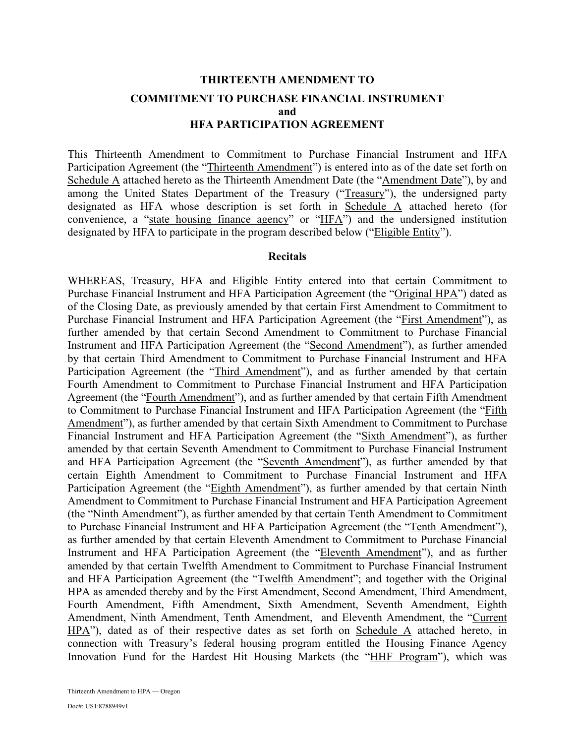# THIRTEENTH AMENDMENT TO
# COMMITMENT TO PURCHASE FINANCIAL INSTRUMENT
# and
# HFA PARTICIPATION AGREEMENT

This Thirteenth Amendment to Commitment to Purchase Financial Instrument and HFA Participation Agreement (the "Thirteenth Amendment") is entered into as of the date set forth on Schedule A attached hereto as the Thirteenth Amendment Date (the "Amendment Date"), by and among the United States Department of the Treasury ("Treasury"), the undersigned party designated as HFA whose description is set forth in Schedule A attached hereto (for convenience, a "state housing finance agency" or "HFA") and the undersigned institution designated by HFA to participate in the program described below ("Eligible Entity").

## Recitals

WHEREAS, Treasury, HFA and Eligible Entity entered into that certain Commitment to Purchase Financial Instrument and HFA Participation Agreement (the "Original HPA") dated as of the Closing Date, as previously amended by that certain First Amendment to Commitment to Purchase Financial Instrument and HFA Participation Agreement (the "First Amendment"), as further amended by that certain Second Amendment to Commitment to Purchase Financial Instrument and HFA Participation Agreement (the "Second Amendment"), as further amended by that certain Third Amendment to Commitment to Purchase Financial Instrument and HFA Participation Agreement (the "Third Amendment"), and as further amended by that certain Fourth Amendment to Commitment to Purchase Financial Instrument and HFA Participation Agreement (the "Fourth Amendment"), and as further amended by that certain Fifth Amendment to Commitment to Purchase Financial Instrument and HFA Participation Agreement (the "Fifth Amendment"), as further amended by that certain Sixth Amendment to Commitment to Purchase Financial Instrument and HFA Participation Agreement (the "Sixth Amendment"), as further amended by that certain Seventh Amendment to Commitment to Purchase Financial Instrument and HFA Participation Agreement (the "Seventh Amendment"), as further amended by that certain Eighth Amendment to Commitment to Purchase Financial Instrument and HFA Participation Agreement (the "Eighth Amendment"), as further amended by that certain Ninth Amendment to Commitment to Purchase Financial Instrument and HFA Participation Agreement (the "Ninth Amendment"), as further amended by that certain Tenth Amendment to Commitment to Purchase Financial Instrument and HFA Participation Agreement (the "Tenth Amendment"), as further amended by that certain Eleventh Amendment to Commitment to Purchase Financial Instrument and HFA Participation Agreement (the "Eleventh Amendment"), and as further amended by that certain Twelfth Amendment to Commitment to Purchase Financial Instrument and HFA Participation Agreement (the "Twelfth Amendment"; and together with the Original HPA as amended thereby and by the First Amendment, Second Amendment, Third Amendment, Fourth Amendment, Fifth Amendment, Sixth Amendment, Seventh Amendment, Eighth Amendment, Ninth Amendment, Tenth Amendment, and Eleventh Amendment, the "Current HPA"), dated as of their respective dates as set forth on Schedule A attached hereto, in connection with Treasury's federal housing program entitled the Housing Finance Agency Innovation Fund for the Hardest Hit Housing Markets (the "HHF Program"), which was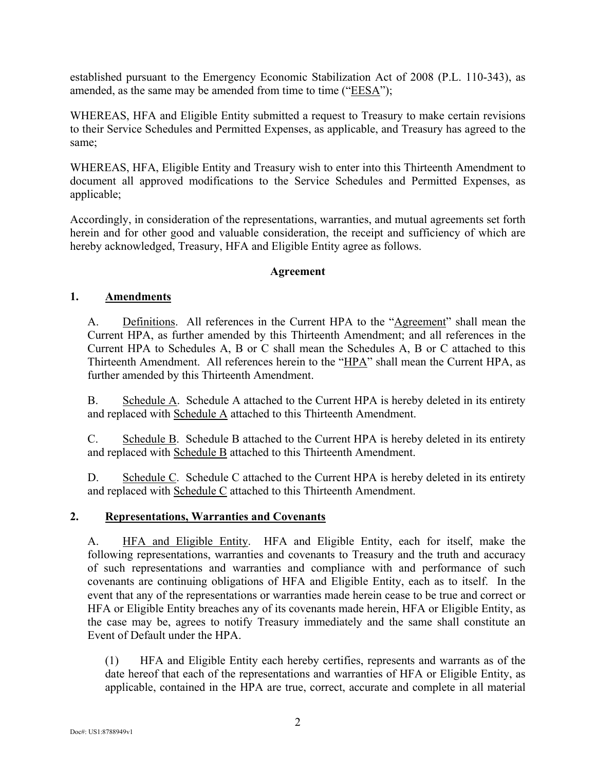established pursuant to the Emergency Economic Stabilization Act of 2008 (P.L. 110-343), as amended, as the same may be amended from time to time ("EESA");

WHEREAS, HFA and Eligible Entity submitted a request to Treasury to make certain revisions to their Service Schedules and Permitted Expenses, as applicable, and Treasury has agreed to the same;

WHEREAS, HFA, Eligible Entity and Treasury wish to enter into this Thirteenth Amendment to document all approved modifications to the Service Schedules and Permitted Expenses, as applicable;

Accordingly, in consideration of the representations, warranties, and mutual agreements set forth herein and for other good and valuable consideration, the receipt and sufficiency of which are hereby acknowledged, Treasury, HFA and Eligible Entity agree as follows.

**Agreement**

**1. Amendments**

A. Definitions. All references in the Current HPA to the "Agreement" shall mean the Current HPA, as further amended by this Thirteenth Amendment; and all references in the Current HPA to Schedules A, B or C shall mean the Schedules A, B or C attached to this Thirteenth Amendment. All references herein to the "HPA" shall mean the Current HPA, as further amended by this Thirteenth Amendment.

B. Schedule A. Schedule A attached to the Current HPA is hereby deleted in its entirety and replaced with Schedule A attached to this Thirteenth Amendment.

C. Schedule B. Schedule B attached to the Current HPA is hereby deleted in its entirety and replaced with Schedule B attached to this Thirteenth Amendment.

D. Schedule C. Schedule C attached to the Current HPA is hereby deleted in its entirety and replaced with Schedule C attached to this Thirteenth Amendment.

**2. Representations, Warranties and Covenants**

A. HFA and Eligible Entity. HFA and Eligible Entity, each for itself, make the following representations, warranties and covenants to Treasury and the truth and accuracy of such representations and warranties and compliance with and performance of such covenants are continuing obligations of HFA and Eligible Entity, each as to itself. In the event that any of the representations or warranties made herein cease to be true and correct or HFA or Eligible Entity breaches any of its covenants made herein, HFA or Eligible Entity, as the case may be, agrees to notify Treasury immediately and the same shall constitute an Event of Default under the HPA.

(1) HFA and Eligible Entity each hereby certifies, represents and warrants as of the date hereof that each of the representations and warranties of HFA or Eligible Entity, as applicable, contained in the HPA are true, correct, accurate and complete in all material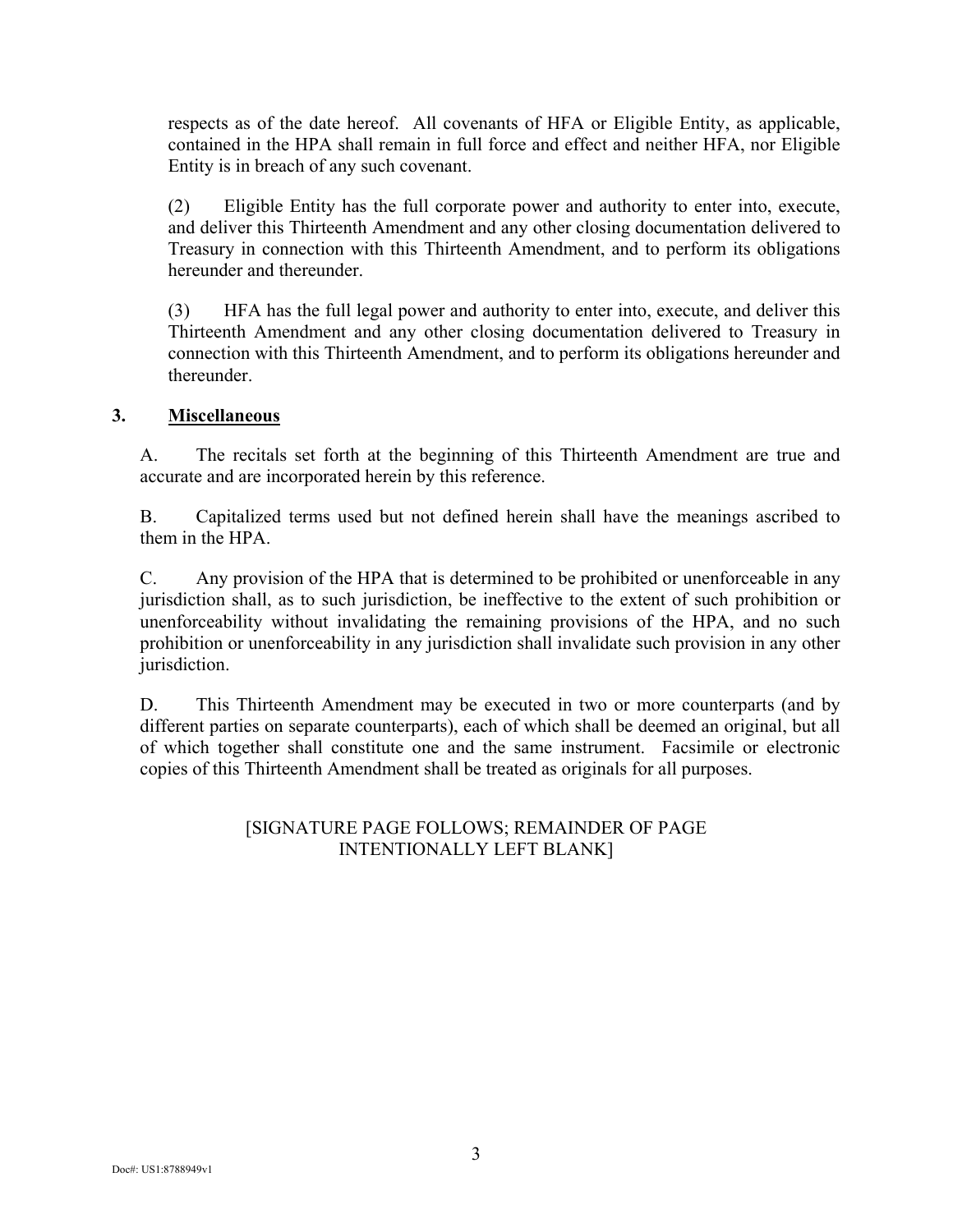respects as of the date hereof. All covenants of HFA or Eligible Entity, as applicable, contained in the HPA shall remain in full force and effect and neither HFA, nor Eligible Entity is in breach of any such covenant.

(2) Eligible Entity has the full corporate power and authority to enter into, execute, and deliver this Thirteenth Amendment and any other closing documentation delivered to Treasury in connection with this Thirteenth Amendment, and to perform its obligations hereunder and thereunder.

(3) HFA has the full legal power and authority to enter into, execute, and deliver this Thirteenth Amendment and any other closing documentation delivered to Treasury in connection with this Thirteenth Amendment, and to perform its obligations hereunder and thereunder.

## 3. Miscellaneous

A. The recitals set forth at the beginning of this Thirteenth Amendment are true and accurate and are incorporated herein by this reference.

B. Capitalized terms used but not defined herein shall have the meanings ascribed to them in the HPA.

C. Any provision of the HPA that is determined to be prohibited or unenforceable in any jurisdiction shall, as to such jurisdiction, be ineffective to the extent of such prohibition or unenforceability without invalidating the remaining provisions of the HPA, and no such prohibition or unenforceability in any jurisdiction shall invalidate such provision in any other jurisdiction.

D. This Thirteenth Amendment may be executed in two or more counterparts (and by different parties on separate counterparts), each of which shall be deemed an original, but all of which together shall constitute one and the same instrument. Facsimile or electronic copies of this Thirteenth Amendment shall be treated as originals for all purposes.

[SIGNATURE PAGE FOLLOWS; REMAINDER OF PAGE INTENTIONALLY LEFT BLANK]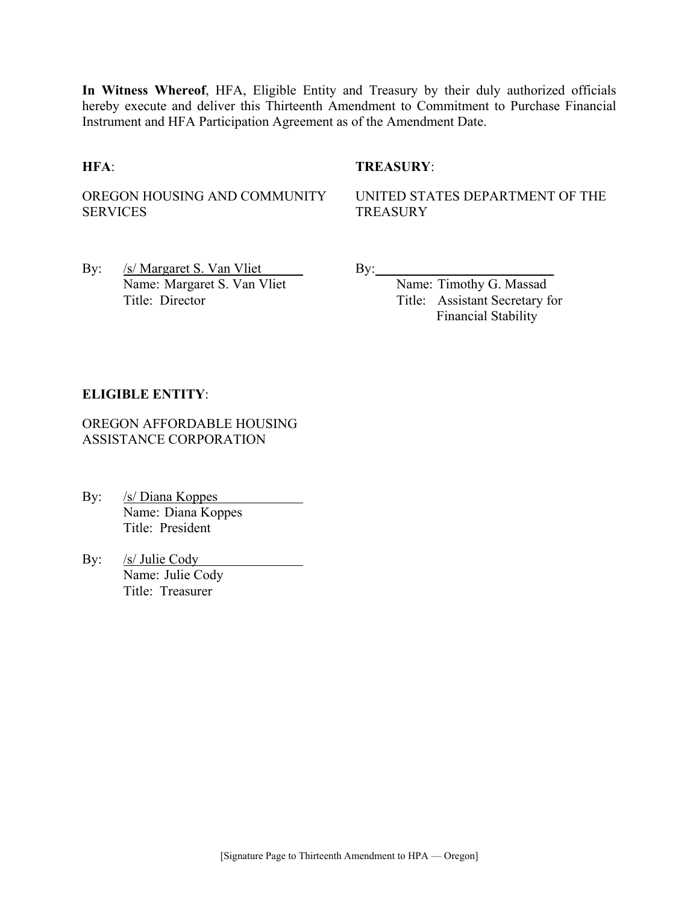**In Witness Whereof**, HFA, Eligible Entity and Treasury by their duly authorized officials hereby execute and deliver this Thirteenth Amendment to Commitment to Purchase Financial Instrument and HFA Participation Agreement as of the Amendment Date.

**HFA**:

OREGON HOUSING AND COMMUNITY SERVICES

By: /s/ Margaret S. Van Vliet
Name: Margaret S. Van Vliet
Title: Director

**TREASURY**:

UNITED STATES DEPARTMENT OF THE TREASURY

By: ____________________
Name: Timothy G. Massad
Title: Assistant Secretary for Financial Stability

**ELIGIBLE ENTITY**:

OREGON AFFORDABLE HOUSING ASSISTANCE CORPORATION

By: /s/ Diana Koppes
Name: Diana Koppes
Title: President

By: /s/ Julie Cody
Name: Julie Cody
Title: Treasurer

[Signature Page to Thirteenth Amendment to HPA — Oregon]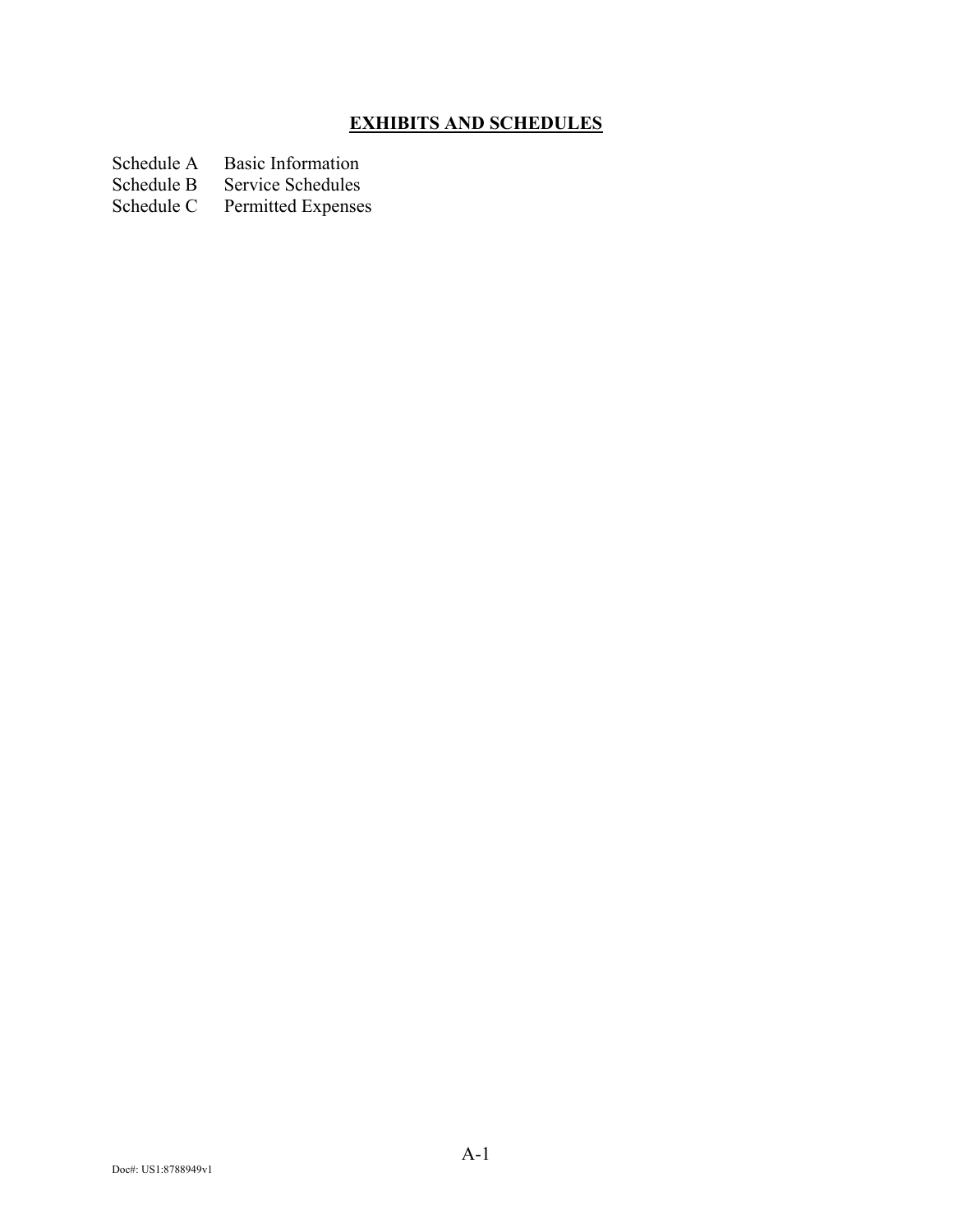## EXHIBITS AND SCHEDULES

| | |
|---|---|
| Schedule A | Basic Information |
| Schedule B | Service Schedules |
| Schedule C | Permitted Expenses |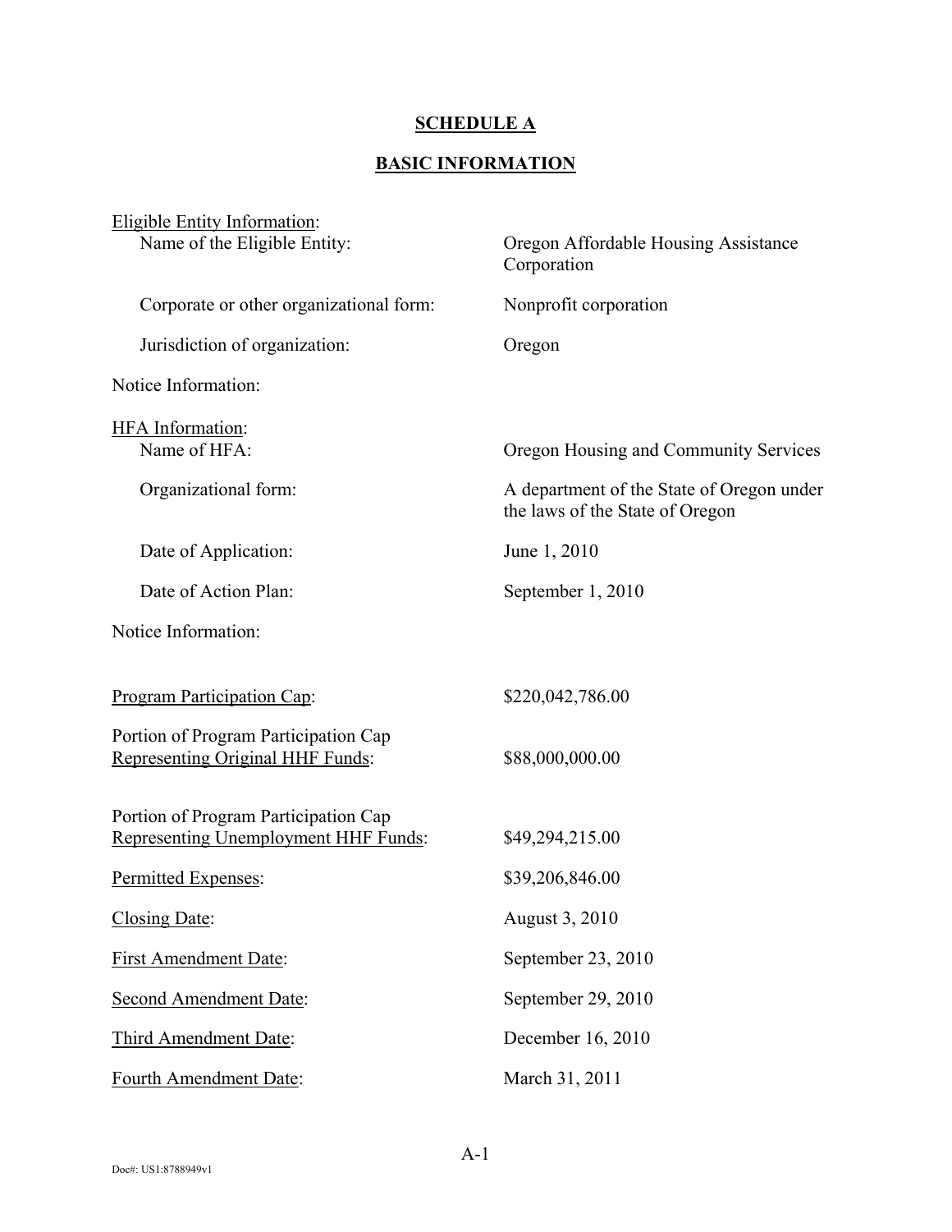## SCHEDULE A

## BASIC INFORMATION

<u>Eligible Entity Information</u>:

| | |
|---|---|
| Name of the Eligible Entity: | Oregon Affordable Housing Assistance Corporation |
| Corporate or other organizational form: | Nonprofit corporation |
| Jurisdiction of organization: | Oregon |
| Notice Information: | |

<u>HFA Information</u>:

| | |
|---|---|
| Name of HFA: | Oregon Housing and Community Services |
| Organizational form: | A department of the State of Oregon under the laws of the State of Oregon |
| Date of Application: | June 1, 2010 |
| Date of Action Plan: | September 1, 2010 |
| Notice Information: | |

| | |
|---|---|
| <u>Program Participation Cap</u>: | $220,042,786.00 |
| Portion of Program Participation Cap <u>Representing Original HHF Funds</u>: | $88,000,000.00 |
| Portion of Program Participation Cap <u>Representing Unemployment HHF Funds</u>: | $49,294,215.00 |
| <u>Permitted Expenses</u>: | $39,206,846.00 |
| <u>Closing Date</u>: | August 3, 2010 |
| <u>First Amendment Date</u>: | September 23, 2010 |
| <u>Second Amendment Date</u>: | September 29, 2010 |
| <u>Third Amendment Date</u>: | December 16, 2010 |
| <u>Fourth Amendment Date</u>: | March 31, 2011 |

Doc#: US1:8788949v1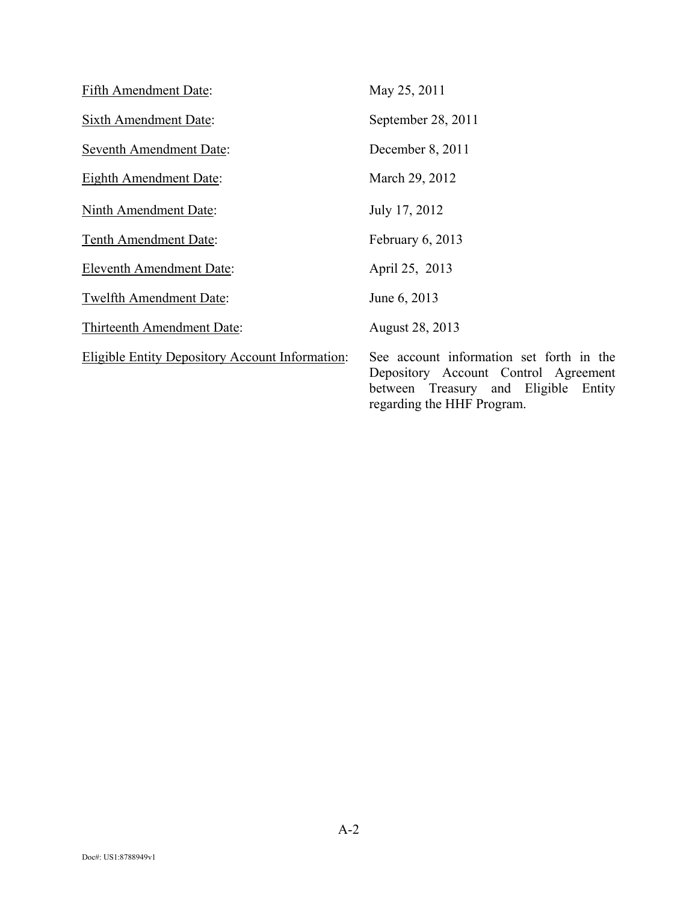| | |
|---|---|
| Fifth Amendment Date: | May 25, 2011 |
| Sixth Amendment Date: | September 28, 2011 |
| Seventh Amendment Date: | December 8, 2011 |
| Eighth Amendment Date: | March 29, 2012 |
| Ninth Amendment Date: | July 17, 2012 |
| Tenth Amendment Date: | February 6, 2013 |
| Eleventh Amendment Date: | April 25, 2013 |
| Twelfth Amendment Date: | June 6, 2013 |
| Thirteenth Amendment Date: | August 28, 2013 |
| Eligible Entity Depository Account Information: | See account information set forth in the Depository Account Control Agreement between Treasury and Eligible Entity regarding the HHF Program. |

Doc#: US1:8788949v1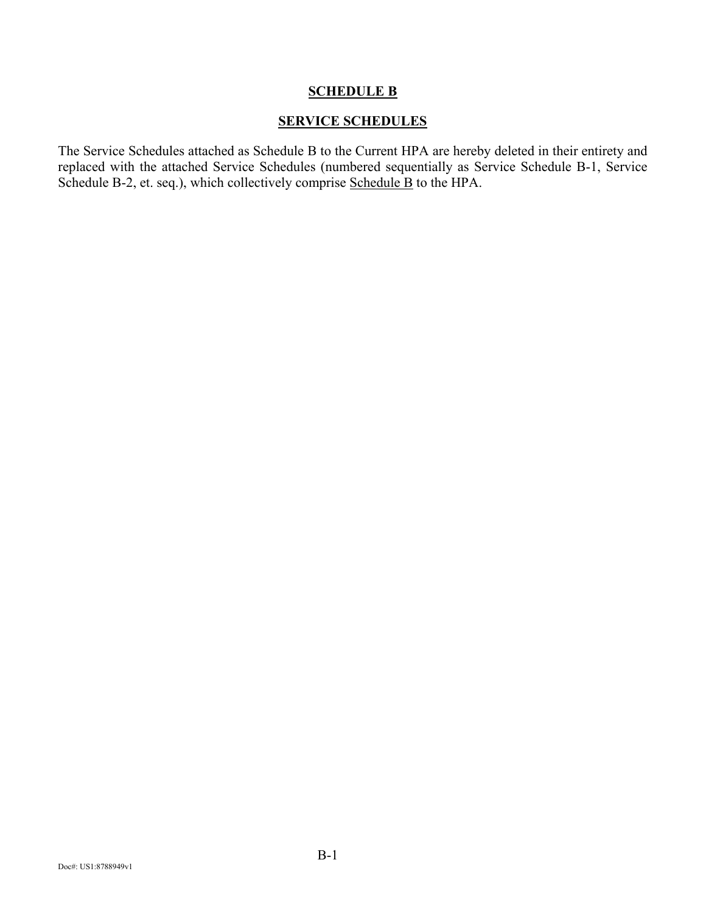# SCHEDULE B

## SERVICE SCHEDULES

The Service Schedules attached as Schedule B to the Current HPA are hereby deleted in their entirety and replaced with the attached Service Schedules (numbered sequentially as Service Schedule B-1, Service Schedule B-2, et. seq.), which collectively comprise Schedule B to the HPA.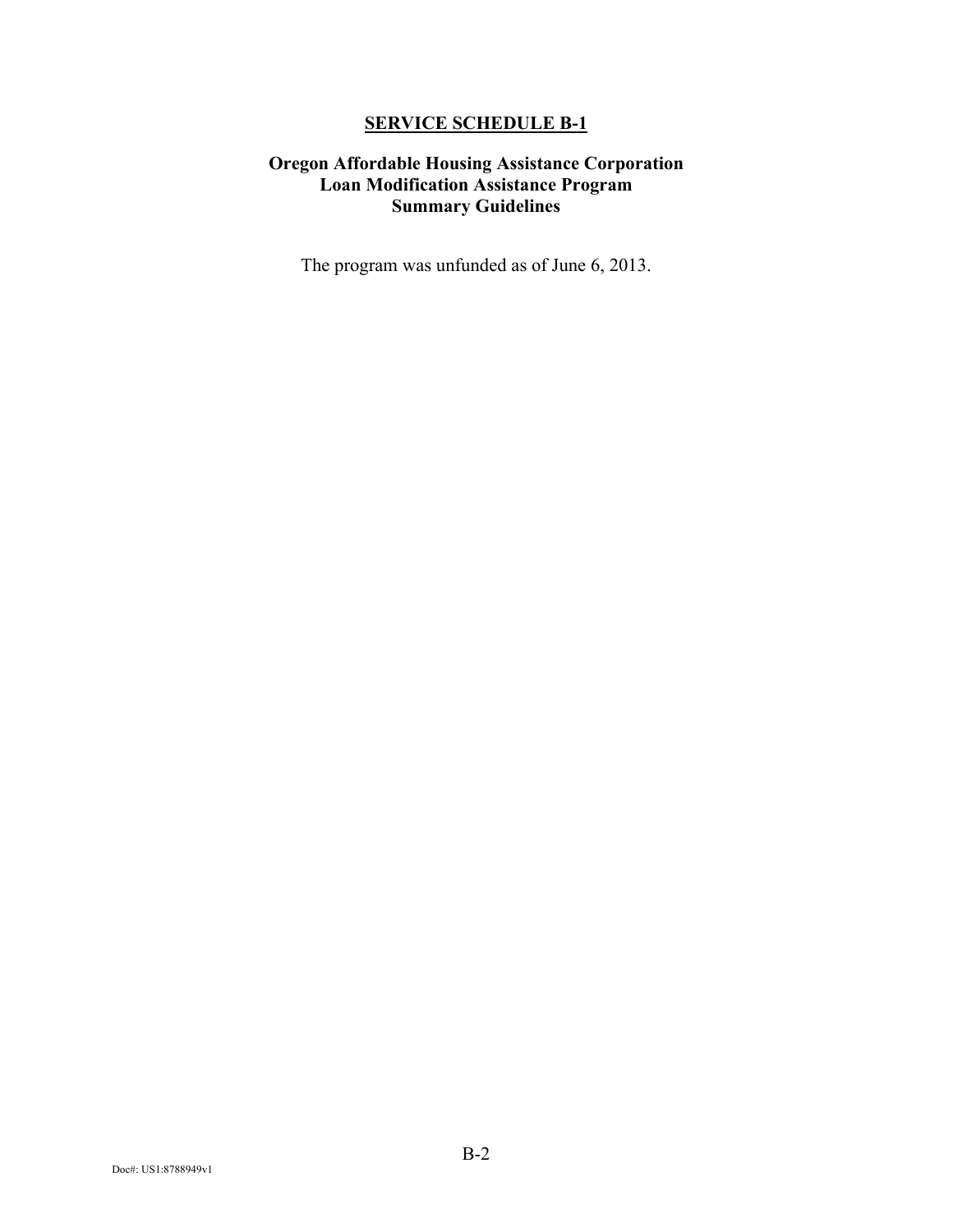## SERVICE SCHEDULE B-1

### Oregon Affordable Housing Assistance Corporation
### Loan Modification Assistance Program
### Summary Guidelines

The program was unfunded as of June 6, 2013.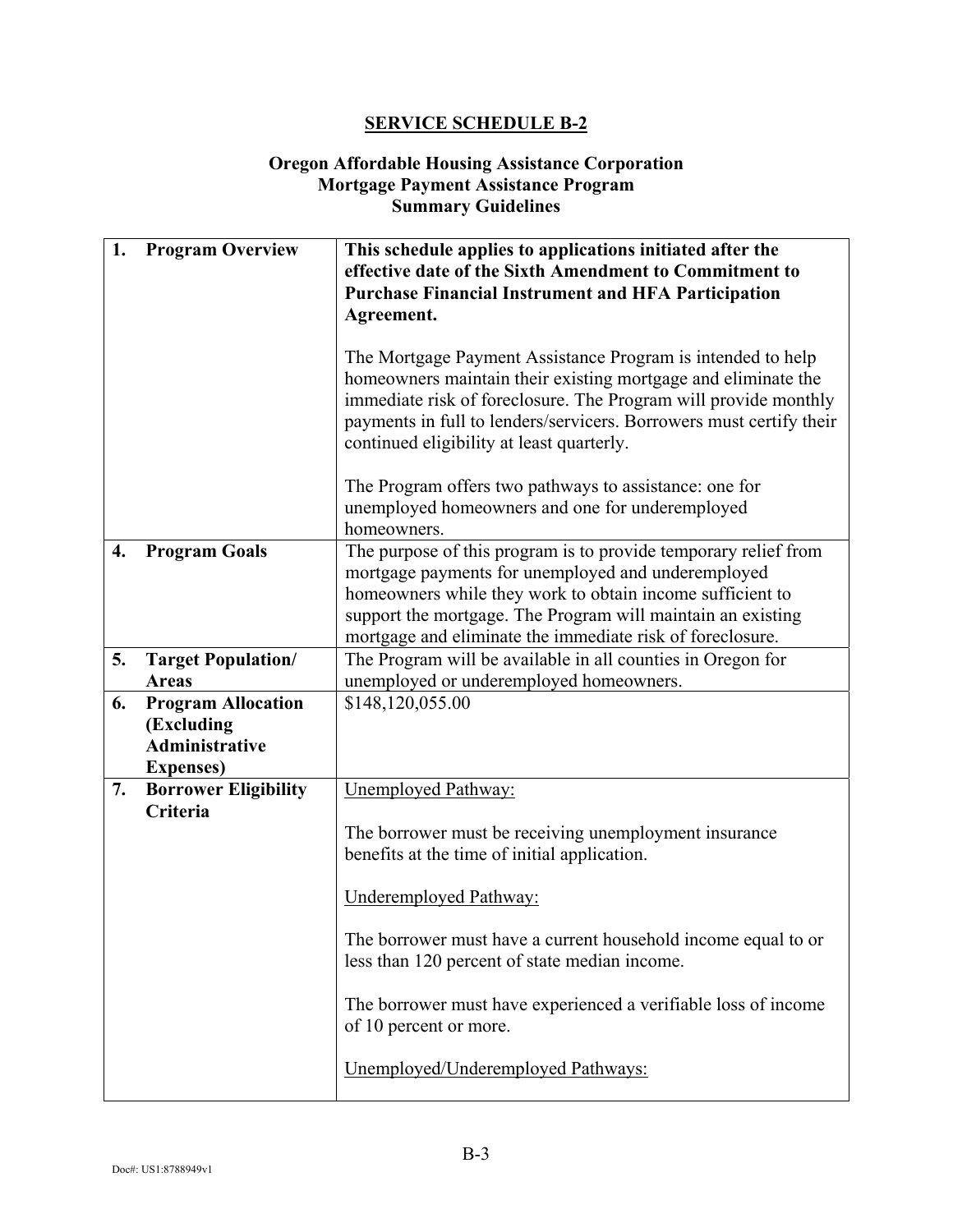## SERVICE SCHEDULE B-2

### Oregon Affordable Housing Assistance Corporation Mortgage Payment Assistance Program Summary Guidelines

| | | |
|---|---|---|
| 1. | **Program Overview** | **This schedule applies to applications initiated after the effective date of the Sixth Amendment to Commitment to Purchase Financial Instrument and HFA Participation Agreement.**<br><br>The Mortgage Payment Assistance Program is intended to help homeowners maintain their existing mortgage and eliminate the immediate risk of foreclosure. The Program will provide monthly payments in full to lenders/servicers. Borrowers must certify their continued eligibility at least quarterly.<br><br>The Program offers two pathways to assistance: one for unemployed homeowners and one for underemployed homeowners. |
| 4. | **Program Goals** | The purpose of this program is to provide temporary relief from mortgage payments for unemployed and underemployed homeowners while they work to obtain income sufficient to support the mortgage. The Program will maintain an existing mortgage and eliminate the immediate risk of foreclosure. |
| 5. | **Target Population/ Areas** | The Program will be available in all counties in Oregon for unemployed or underemployed homeowners. |
| 6. | **Program Allocation (Excluding Administrative Expenses)** | $148,120,055.00 |
| 7. | **Borrower Eligibility Criteria** | Unemployed Pathway:<br><br>The borrower must be receiving unemployment insurance benefits at the time of initial application.<br><br>Underemployed Pathway:<br><br>The borrower must have a current household income equal to or less than 120 percent of state median income.<br><br>The borrower must have experienced a verifiable loss of income of 10 percent or more.<br><br>Unemployed/Underemployed Pathways: |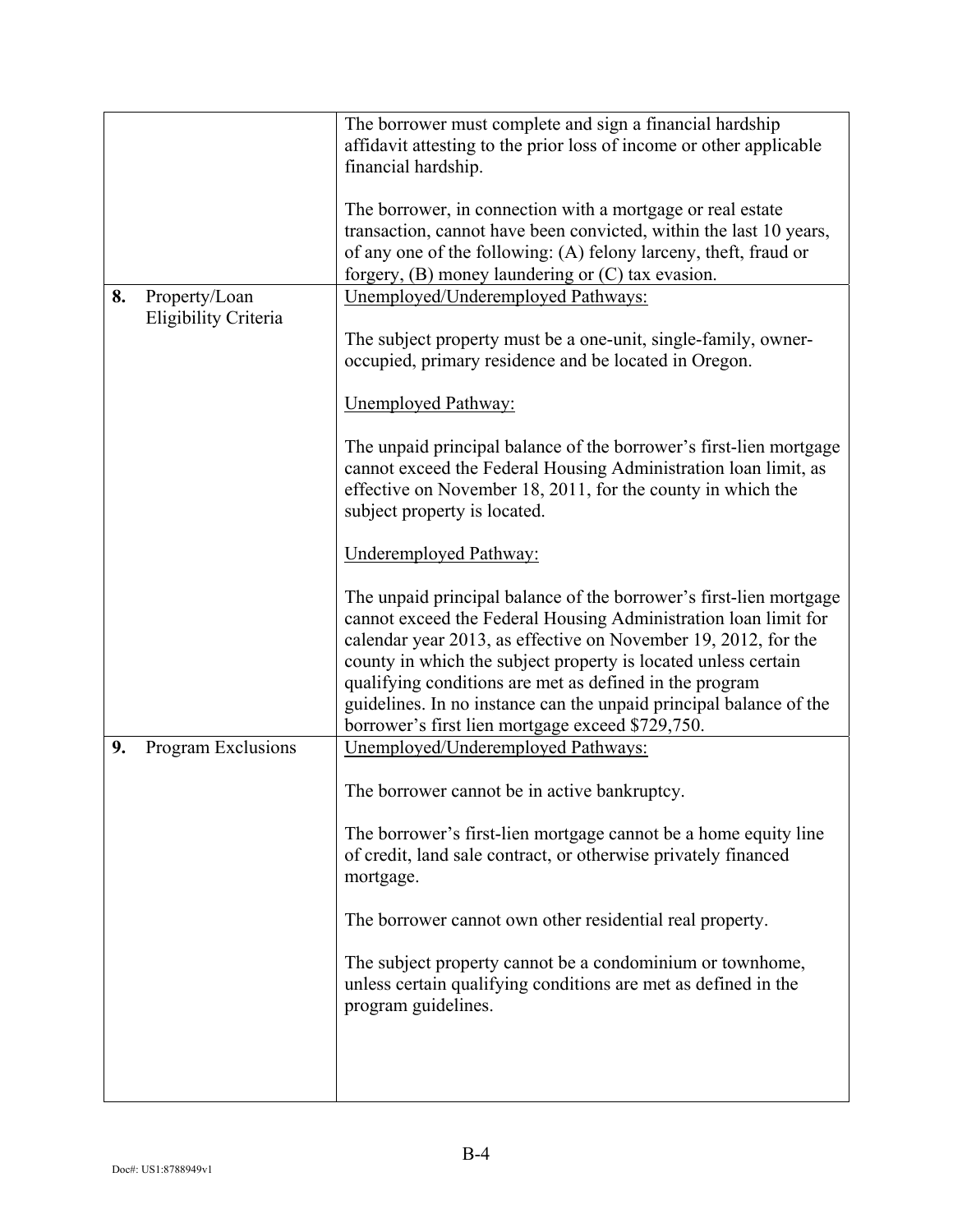| | | |
|---|---|---|
| | | The borrower must complete and sign a financial hardship affidavit attesting to the prior loss of income or other applicable financial hardship.<br><br>The borrower, in connection with a mortgage or real estate transaction, cannot have been convicted, within the last 10 years, of any one of the following: (A) felony larceny, theft, fraud or forgery, (B) money laundering or (C) tax evasion. |
| **8.** | Property/Loan Eligibility Criteria | <u>Unemployed/Underemployed Pathways:</u><br><br>The subject property must be a one-unit, single-family, owner-occupied, primary residence and be located in Oregon.<br><br><u>Unemployed Pathway:</u><br><br>The unpaid principal balance of the borrower's first-lien mortgage cannot exceed the Federal Housing Administration loan limit, as effective on November 18, 2011, for the county in which the subject property is located.<br><br><u>Underemployed Pathway:</u><br><br>The unpaid principal balance of the borrower's first-lien mortgage cannot exceed the Federal Housing Administration loan limit for calendar year 2013, as effective on November 19, 2012, for the county in which the subject property is located unless certain qualifying conditions are met as defined in the program guidelines. In no instance can the unpaid principal balance of the borrower's first lien mortgage exceed $729,750. |
| **9.** | Program Exclusions | <u>Unemployed/Underemployed Pathways:</u><br><br>The borrower cannot be in active bankruptcy.<br><br>The borrower's first-lien mortgage cannot be a home equity line of credit, land sale contract, or otherwise privately financed mortgage.<br><br>The borrower cannot own other residential real property.<br><br>The subject property cannot be a condominium or townhome, unless certain qualifying conditions are met as defined in the program guidelines. |

B-4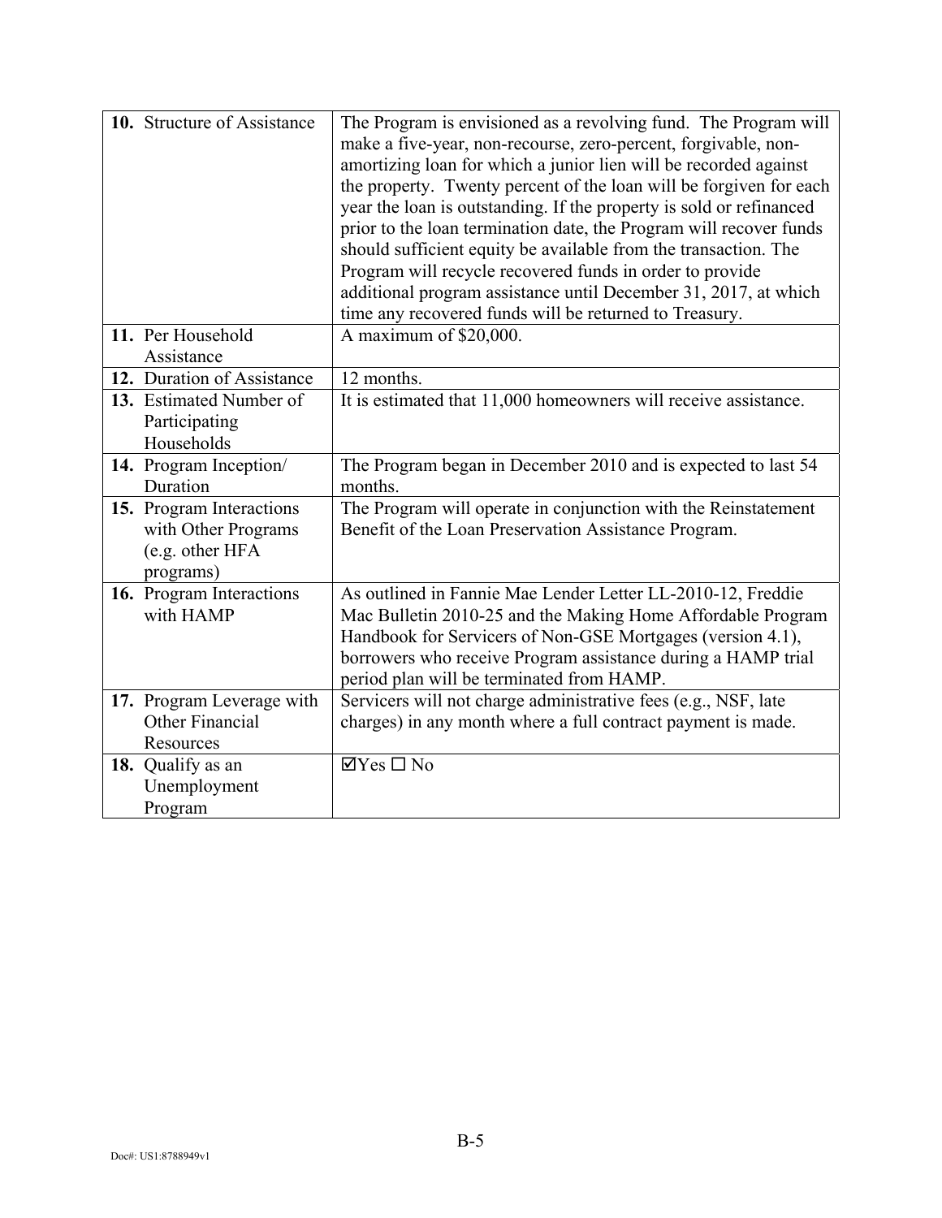| | |
|---|---|
| **10.** Structure of Assistance | The Program is envisioned as a revolving fund. The Program will make a five-year, non-recourse, zero-percent, forgivable, non-amortizing loan for which a junior lien will be recorded against the property. Twenty percent of the loan will be forgiven for each year the loan is outstanding. If the property is sold or refinanced prior to the loan termination date, the Program will recover funds should sufficient equity be available from the transaction. The Program will recycle recovered funds in order to provide additional program assistance until December 31, 2017, at which time any recovered funds will be returned to Treasury. |
| **11.** Per Household Assistance | A maximum of $20,000. |
| **12.** Duration of Assistance | 12 months. |
| **13.** Estimated Number of Participating Households | It is estimated that 11,000 homeowners will receive assistance. |
| **14.** Program Inception/ Duration | The Program began in December 2010 and is expected to last 54 months. |
| **15.** Program Interactions with Other Programs (e.g. other HFA programs) | The Program will operate in conjunction with the Reinstatement Benefit of the Loan Preservation Assistance Program. |
| **16.** Program Interactions with HAMP | As outlined in Fannie Mae Lender Letter LL-2010-12, Freddie Mac Bulletin 2010-25 and the Making Home Affordable Program Handbook for Servicers of Non-GSE Mortgages (version 4.1), borrowers who receive Program assistance during a HAMP trial period plan will be terminated from HAMP. |
| **17.** Program Leverage with Other Financial Resources | Servicers will not charge administrative fees (e.g., NSF, late charges) in any month where a full contract payment is made. |
| **18.** Qualify as an Unemployment Program | ☑Yes ☐ No |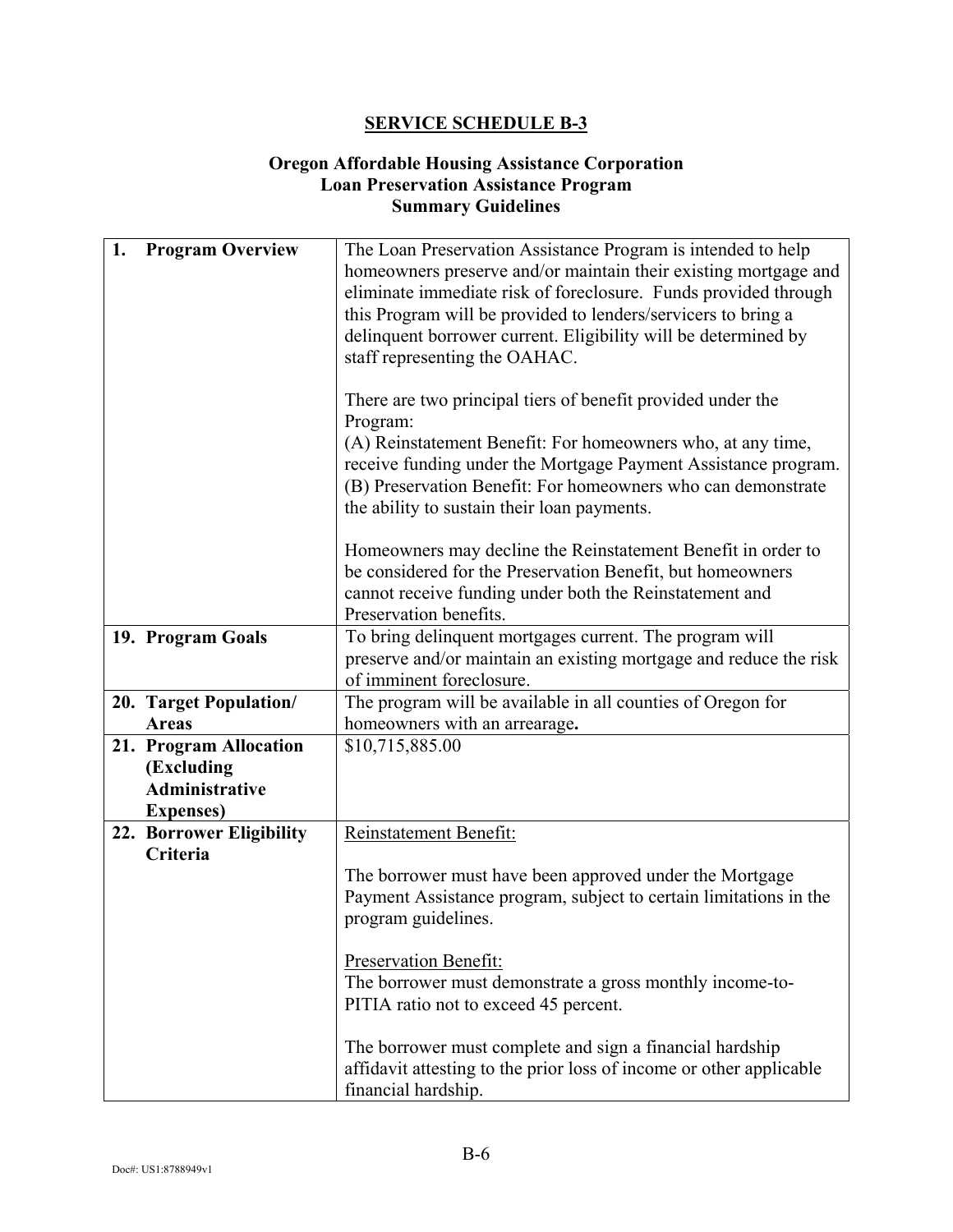## SERVICE SCHEDULE B-3

### Oregon Affordable Housing Assistance Corporation
### Loan Preservation Assistance Program
### Summary Guidelines

| | |
|---|---|
| **1. Program Overview** | The Loan Preservation Assistance Program is intended to help homeowners preserve and/or maintain their existing mortgage and eliminate immediate risk of foreclosure. Funds provided through this Program will be provided to lenders/servicers to bring a delinquent borrower current. Eligibility will be determined by staff representing the OAHAC.<br><br>There are two principal tiers of benefit provided under the Program:<br>(A) Reinstatement Benefit: For homeowners who, at any time, receive funding under the Mortgage Payment Assistance program.<br>(B) Preservation Benefit: For homeowners who can demonstrate the ability to sustain their loan payments.<br><br>Homeowners may decline the Reinstatement Benefit in order to be considered for the Preservation Benefit, but homeowners cannot receive funding under both the Reinstatement and Preservation benefits. |
| **19. Program Goals** | To bring delinquent mortgages current. The program will preserve and/or maintain an existing mortgage and reduce the risk of imminent foreclosure. |
| **20. Target Population/ Areas** | The program will be available in all counties of Oregon for homeowners with an arrearage**.** |
| **21. Program Allocation (Excluding Administrative Expenses)** | \$10,715,885.00 |
| **22. Borrower Eligibility Criteria** | <u>Reinstatement Benefit:</u><br><br>The borrower must have been approved under the Mortgage Payment Assistance program, subject to certain limitations in the program guidelines.<br><br><u>Preservation Benefit:</u><br>The borrower must demonstrate a gross monthly income-to-PITIA ratio not to exceed 45 percent.<br><br>The borrower must complete and sign a financial hardship affidavit attesting to the prior loss of income or other applicable financial hardship. |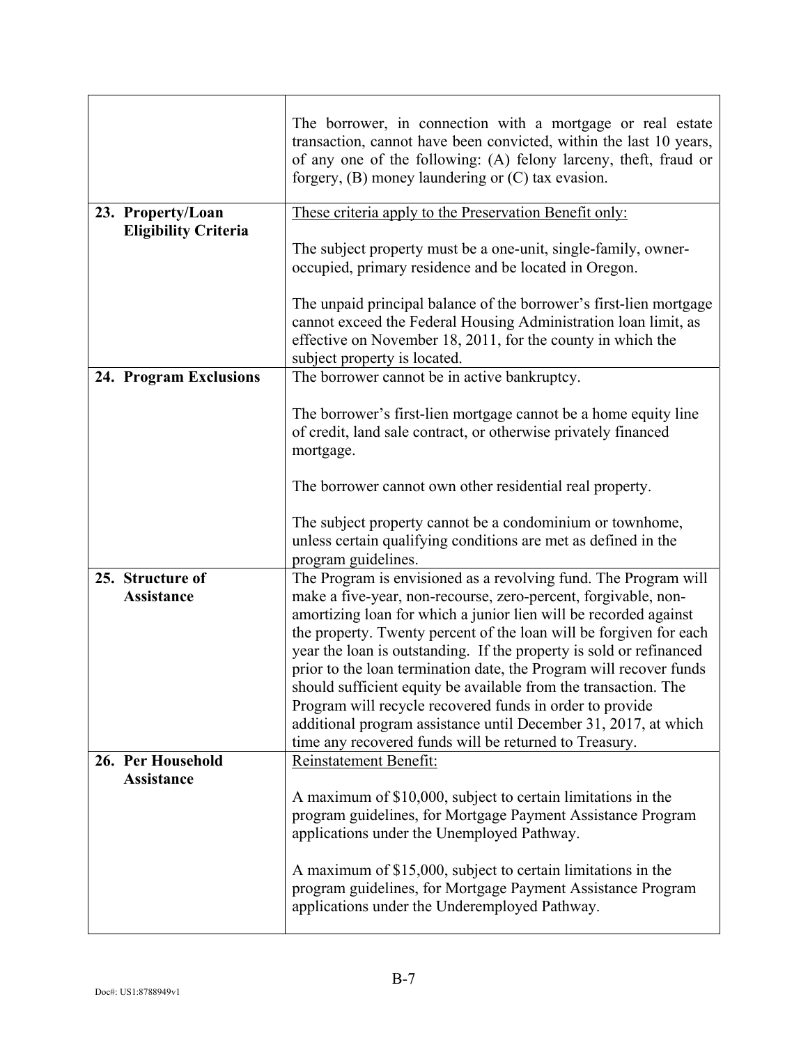| | |
|---|---|
| | The borrower, in connection with a mortgage or real estate transaction, cannot have been convicted, within the last 10 years, of any one of the following: (A) felony larceny, theft, fraud or forgery, (B) money laundering or (C) tax evasion. |
| **23. Property/Loan Eligibility Criteria** | <u>These criteria apply to the Preservation Benefit only:</u><br><br>The subject property must be a one-unit, single-family, owner-occupied, primary residence and be located in Oregon.<br><br>The unpaid principal balance of the borrower's first-lien mortgage cannot exceed the Federal Housing Administration loan limit, as effective on November 18, 2011, for the county in which the subject property is located. |
| **24. Program Exclusions** | The borrower cannot be in active bankruptcy.<br><br>The borrower's first-lien mortgage cannot be a home equity line of credit, land sale contract, or otherwise privately financed mortgage.<br><br>The borrower cannot own other residential real property.<br><br>The subject property cannot be a condominium or townhome, unless certain qualifying conditions are met as defined in the program guidelines. |
| **25. Structure of Assistance** | The Program is envisioned as a revolving fund. The Program will make a five-year, non-recourse, zero-percent, forgivable, non-amortizing loan for which a junior lien will be recorded against the property. Twenty percent of the loan will be forgiven for each year the loan is outstanding. If the property is sold or refinanced prior to the loan termination date, the Program will recover funds should sufficient equity be available from the transaction. The Program will recycle recovered funds in order to provide additional program assistance until December 31, 2017, at which time any recovered funds will be returned to Treasury. |
| **26. Per Household Assistance** | <u>Reinstatement Benefit:</u><br><br>A maximum of $10,000, subject to certain limitations in the program guidelines, for Mortgage Payment Assistance Program applications under the Unemployed Pathway.<br><br>A maximum of $15,000, subject to certain limitations in the program guidelines, for Mortgage Payment Assistance Program applications under the Underemployed Pathway. |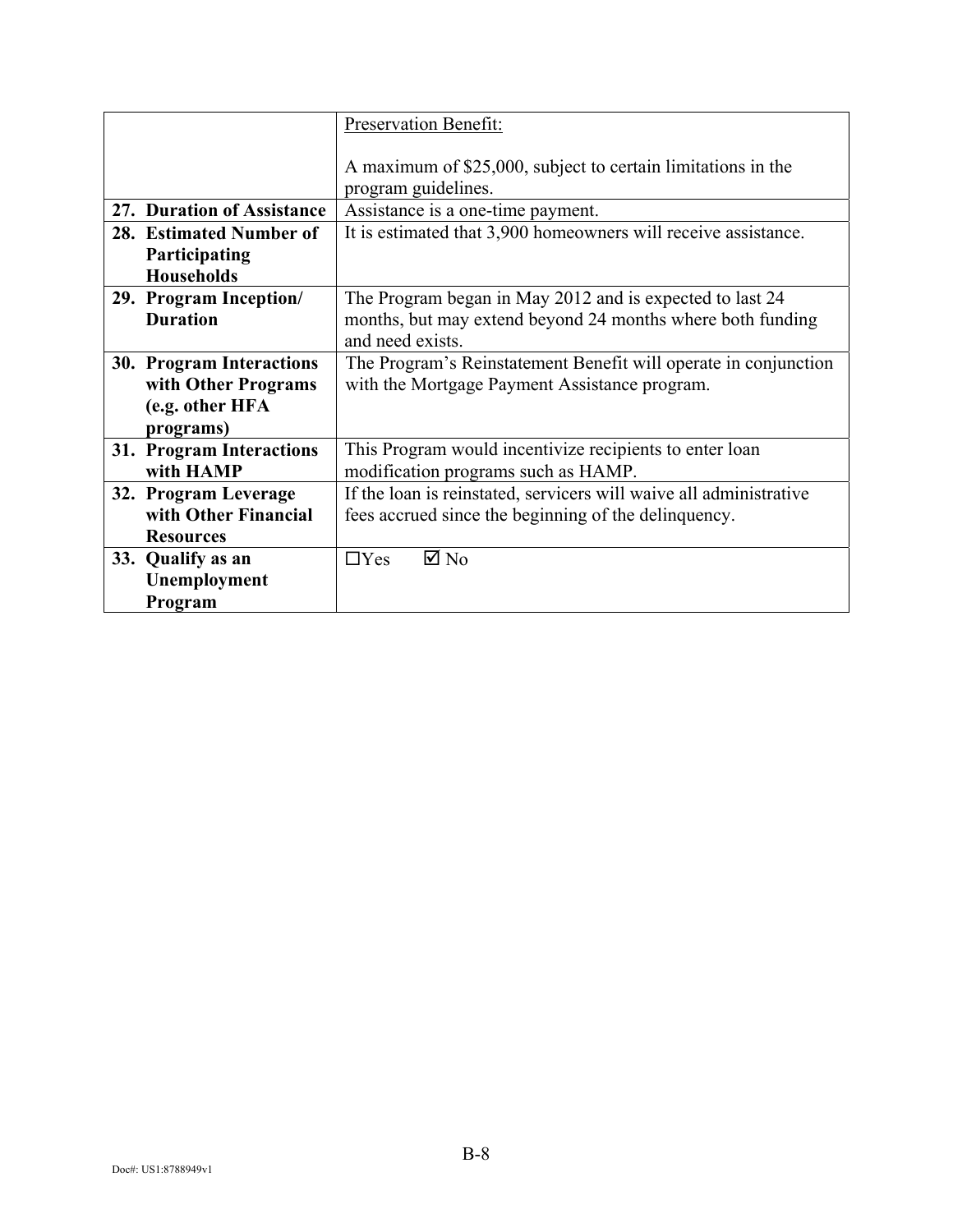| | |
|---|---|
| | Preservation Benefit:<br><br>A maximum of $25,000, subject to certain limitations in the program guidelines. |
| **27. Duration of Assistance** | Assistance is a one-time payment. |
| **28. Estimated Number of Participating Households** | It is estimated that 3,900 homeowners will receive assistance. |
| **29. Program Inception/ Duration** | The Program began in May 2012 and is expected to last 24 months, but may extend beyond 24 months where both funding and need exists. |
| **30. Program Interactions with Other Programs (e.g. other HFA programs)** | The Program's Reinstatement Benefit will operate in conjunction with the Mortgage Payment Assistance program. |
| **31. Program Interactions with HAMP** | This Program would incentivize recipients to enter loan modification programs such as HAMP. |
| **32. Program Leverage with Other Financial Resources** | If the loan is reinstated, servicers will waive all administrative fees accrued since the beginning of the delinquency. |
| **33. Qualify as an Unemployment Program** | ☐Yes ☑ No |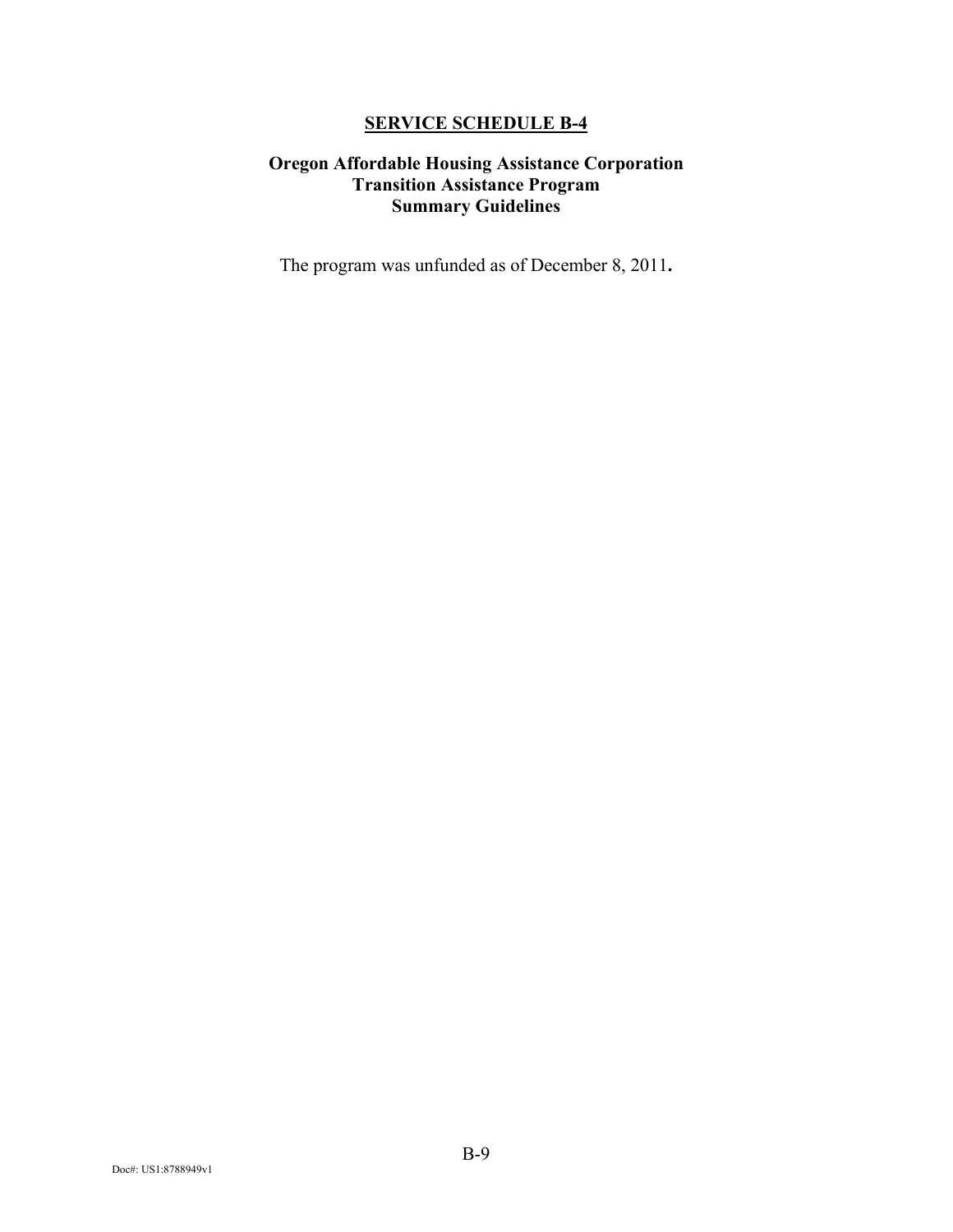## SERVICE SCHEDULE B-4

### Oregon Affordable Housing Assistance Corporation
### Transition Assistance Program
### Summary Guidelines

The program was unfunded as of December 8, 2011.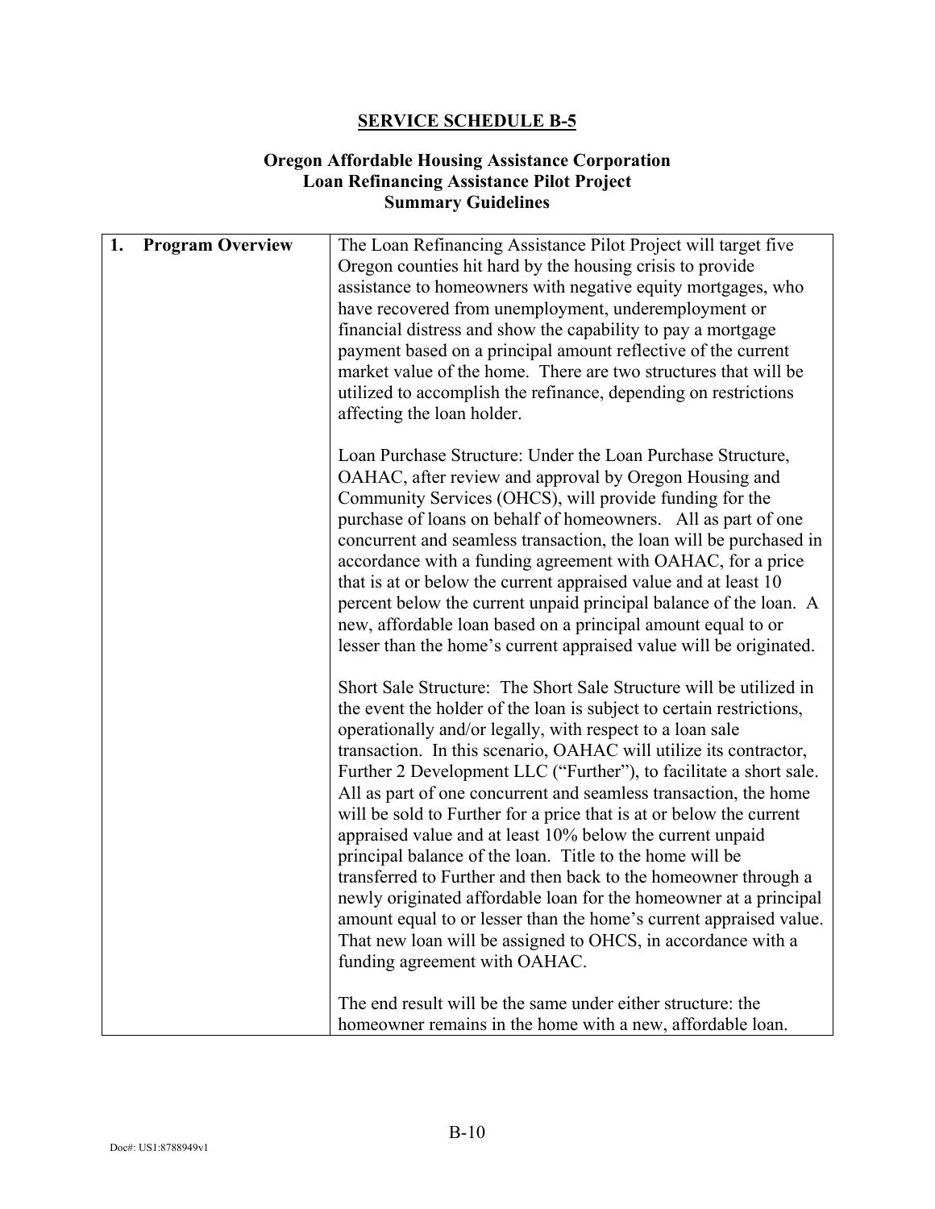## SERVICE SCHEDULE B-5

### Oregon Affordable Housing Assistance Corporation
### Loan Refinancing Assistance Pilot Project
### Summary Guidelines

| | |
|---|---|
| **1. Program Overview** | The Loan Refinancing Assistance Pilot Project will target five Oregon counties hit hard by the housing crisis to provide assistance to homeowners with negative equity mortgages, who have recovered from unemployment, underemployment or financial distress and show the capability to pay a mortgage payment based on a principal amount reflective of the current market value of the home. There are two structures that will be utilized to accomplish the refinance, depending on restrictions affecting the loan holder.<br><br>Loan Purchase Structure: Under the Loan Purchase Structure, OAHAC, after review and approval by Oregon Housing and Community Services (OHCS), will provide funding for the purchase of loans on behalf of homeowners. All as part of one concurrent and seamless transaction, the loan will be purchased in accordance with a funding agreement with OAHAC, for a price that is at or below the current appraised value and at least 10 percent below the current unpaid principal balance of the loan. A new, affordable loan based on a principal amount equal to or lesser than the home's current appraised value will be originated.<br><br>Short Sale Structure: The Short Sale Structure will be utilized in the event the holder of the loan is subject to certain restrictions, operationally and/or legally, with respect to a loan sale transaction. In this scenario, OAHAC will utilize its contractor, Further 2 Development LLC ("Further"), to facilitate a short sale. All as part of one concurrent and seamless transaction, the home will be sold to Further for a price that is at or below the current appraised value and at least 10% below the current unpaid principal balance of the loan. Title to the home will be transferred to Further and then back to the homeowner through a newly originated affordable loan for the homeowner at a principal amount equal to or lesser than the home's current appraised value. That new loan will be assigned to OHCS, in accordance with a funding agreement with OAHAC.<br><br>The end result will be the same under either structure: the homeowner remains in the home with a new, affordable loan. |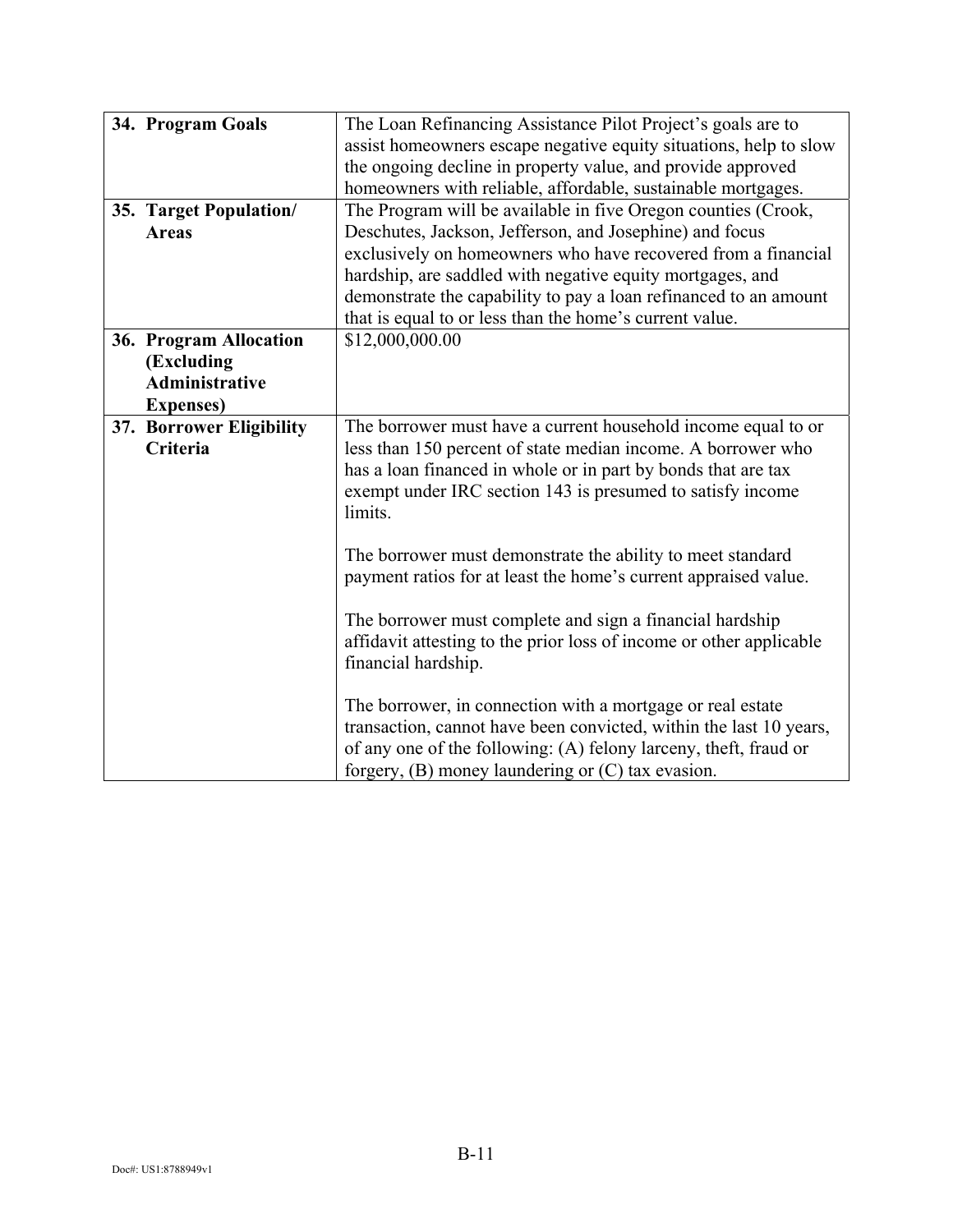| | |
|---|---|
| **34. Program Goals** | The Loan Refinancing Assistance Pilot Project's goals are to assist homeowners escape negative equity situations, help to slow the ongoing decline in property value, and provide approved homeowners with reliable, affordable, sustainable mortgages. |
| **35. Target Population/ Areas** | The Program will be available in five Oregon counties (Crook, Deschutes, Jackson, Jefferson, and Josephine) and focus exclusively on homeowners who have recovered from a financial hardship, are saddled with negative equity mortgages, and demonstrate the capability to pay a loan refinanced to an amount that is equal to or less than the home's current value. |
| **36. Program Allocation (Excluding Administrative Expenses)** | $12,000,000.00 |
| **37. Borrower Eligibility Criteria** | The borrower must have a current household income equal to or less than 150 percent of state median income. A borrower who has a loan financed in whole or in part by bonds that are tax exempt under IRC section 143 is presumed to satisfy income limits.<br><br>The borrower must demonstrate the ability to meet standard payment ratios for at least the home's current appraised value.<br><br>The borrower must complete and sign a financial hardship affidavit attesting to the prior loss of income or other applicable financial hardship.<br><br>The borrower, in connection with a mortgage or real estate transaction, cannot have been convicted, within the last 10 years, of any one of the following: (A) felony larceny, theft, fraud or forgery, (B) money laundering or (C) tax evasion. |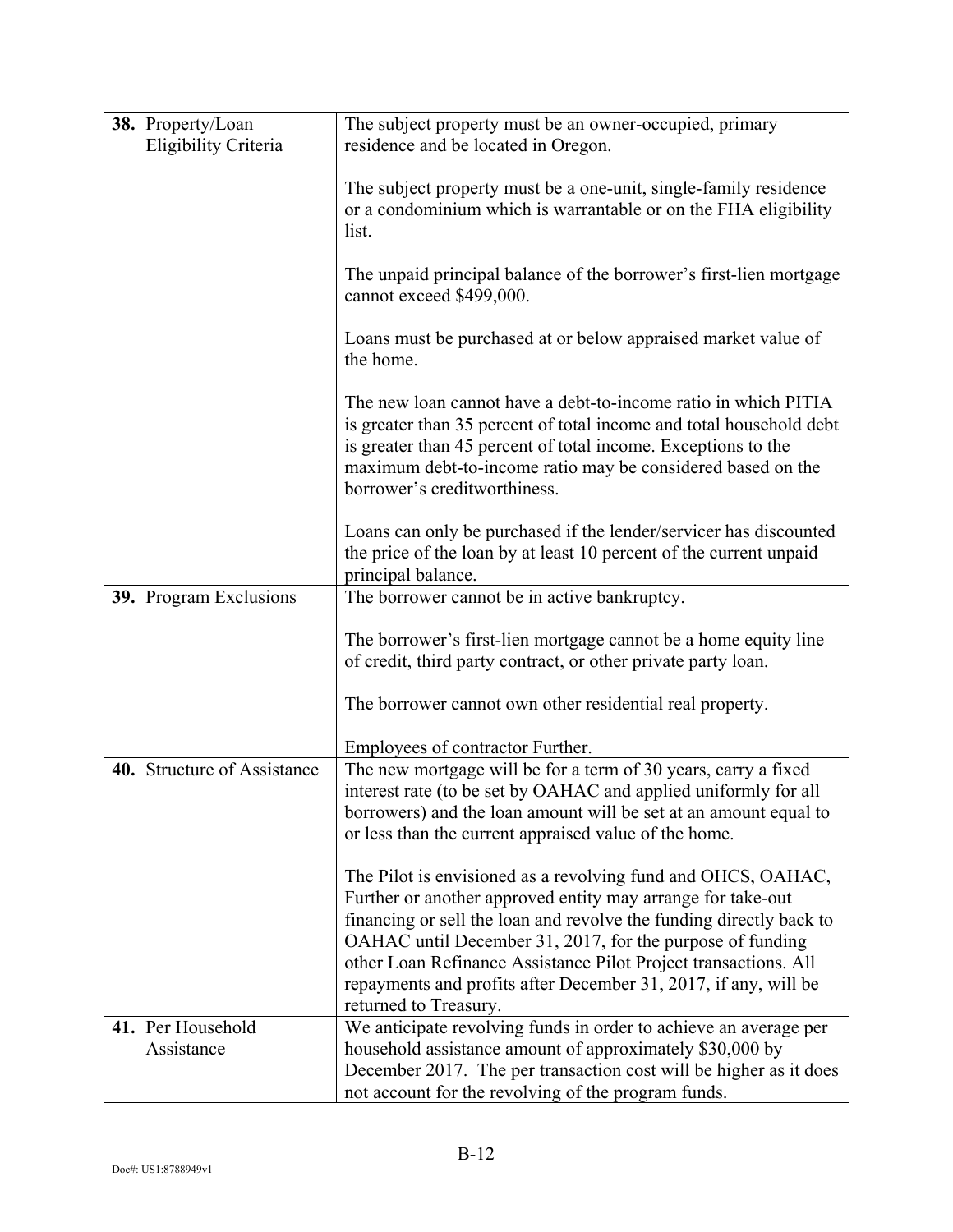| | |
|---|---|
| **38.** Property/Loan Eligibility Criteria | The subject property must be an owner-occupied, primary residence and be located in Oregon.<br><br>The subject property must be a one-unit, single-family residence or a condominium which is warrantable or on the FHA eligibility list.<br><br>The unpaid principal balance of the borrower's first-lien mortgage cannot exceed $499,000.<br><br>Loans must be purchased at or below appraised market value of the home.<br><br>The new loan cannot have a debt-to-income ratio in which PITIA is greater than 35 percent of total income and total household debt is greater than 45 percent of total income. Exceptions to the maximum debt-to-income ratio may be considered based on the borrower's creditworthiness.<br><br>Loans can only be purchased if the lender/servicer has discounted the price of the loan by at least 10 percent of the current unpaid principal balance. |
| **39.** Program Exclusions | The borrower cannot be in active bankruptcy.<br><br>The borrower's first-lien mortgage cannot be a home equity line of credit, third party contract, or other private party loan.<br><br>The borrower cannot own other residential real property.<br><br>Employees of contractor Further. |
| **40.** Structure of Assistance | The new mortgage will be for a term of 30 years, carry a fixed interest rate (to be set by OAHAC and applied uniformly for all borrowers) and the loan amount will be set at an amount equal to or less than the current appraised value of the home.<br><br>The Pilot is envisioned as a revolving fund and OHCS, OAHAC, Further or another approved entity may arrange for take-out financing or sell the loan and revolve the funding directly back to OAHAC until December 31, 2017, for the purpose of funding other Loan Refinance Assistance Pilot Project transactions. All repayments and profits after December 31, 2017, if any, will be returned to Treasury. |
| **41.** Per Household Assistance | We anticipate revolving funds in order to achieve an average per household assistance amount of approximately $30,000 by December 2017. The per transaction cost will be higher as it does not account for the revolving of the program funds. |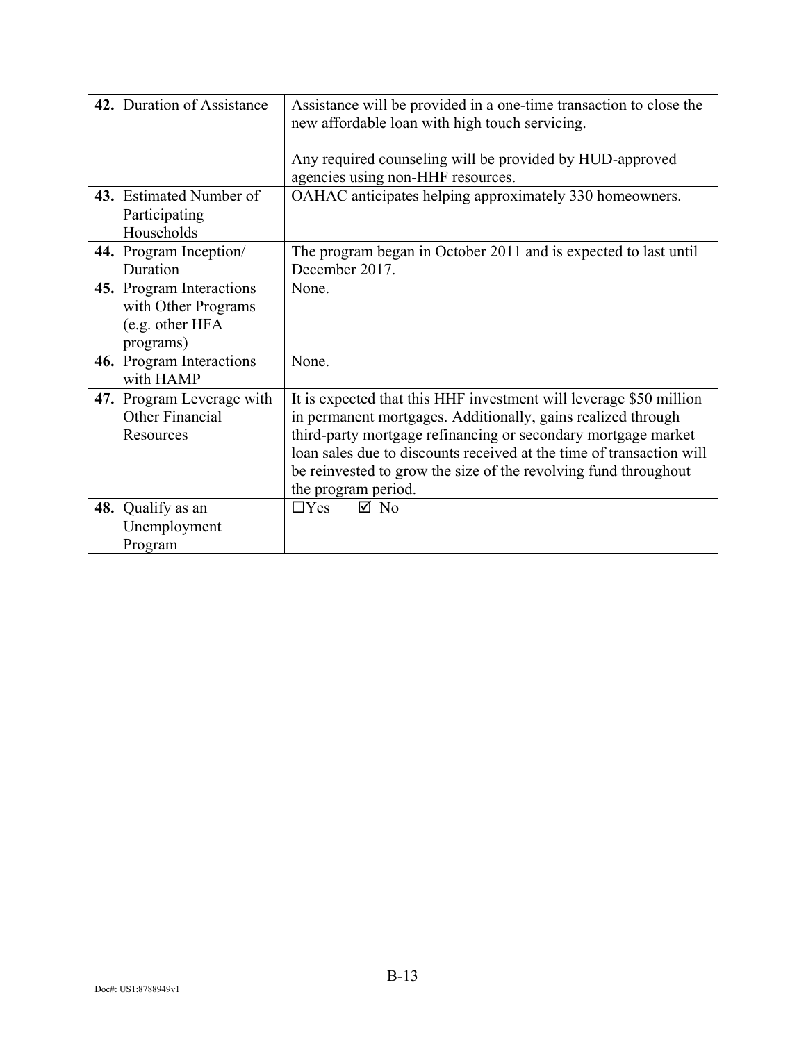| | |
|---|---|
| **42.** Duration of Assistance | Assistance will be provided in a one-time transaction to close the new affordable loan with high touch servicing.<br><br>Any required counseling will be provided by HUD-approved agencies using non-HHF resources. |
| **43.** Estimated Number of Participating Households | OAHAC anticipates helping approximately 330 homeowners. |
| **44.** Program Inception/ Duration | The program began in October 2011 and is expected to last until December 2017. |
| **45.** Program Interactions with Other Programs (e.g. other HFA programs) | None. |
| **46.** Program Interactions with HAMP | None. |
| **47.** Program Leverage with Other Financial Resources | It is expected that this HHF investment will leverage $50 million in permanent mortgages. Additionally, gains realized through third-party mortgage refinancing or secondary mortgage market loan sales due to discounts received at the time of transaction will be reinvested to grow the size of the revolving fund throughout the program period. |
| **48.** Qualify as an Unemployment Program | ☐Yes ☑ No |

Doc#: US1:8788949v1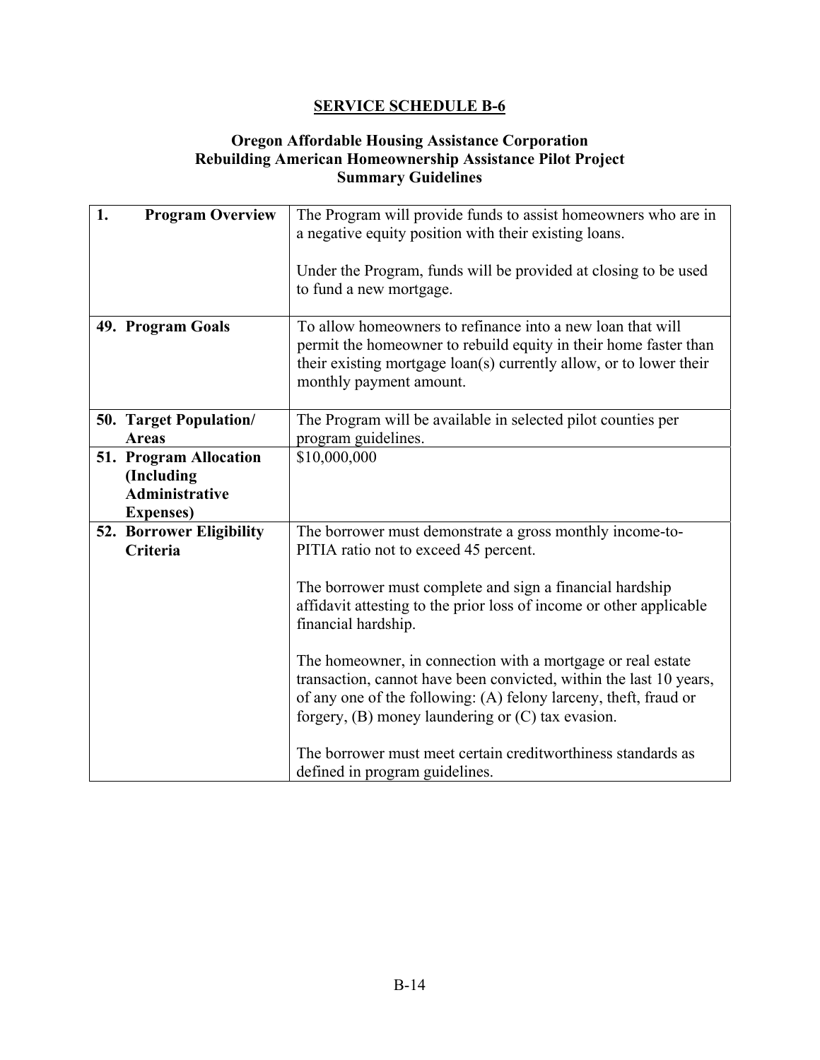## SERVICE SCHEDULE B-6

### Oregon Affordable Housing Assistance Corporation
### Rebuilding American Homeownership Assistance Pilot Project
### Summary Guidelines

| | |
|---|---|
| **1. Program Overview** | The Program will provide funds to assist homeowners who are in a negative equity position with their existing loans.<br><br>Under the Program, funds will be provided at closing to be used to fund a new mortgage. |
| **49. Program Goals** | To allow homeowners to refinance into a new loan that will permit the homeowner to rebuild equity in their home faster than their existing mortgage loan(s) currently allow, or to lower their monthly payment amount. |
| **50. Target Population/ Areas** | The Program will be available in selected pilot counties per program guidelines. |
| **51. Program Allocation (Including Administrative Expenses)** | \$10,000,000 |
| **52. Borrower Eligibility Criteria** | The borrower must demonstrate a gross monthly income-to-PITIA ratio not to exceed 45 percent.<br><br>The borrower must complete and sign a financial hardship affidavit attesting to the prior loss of income or other applicable financial hardship.<br><br>The homeowner, in connection with a mortgage or real estate transaction, cannot have been convicted, within the last 10 years, of any one of the following: (A) felony larceny, theft, fraud or forgery, (B) money laundering or (C) tax evasion.<br><br>The borrower must meet certain creditworthiness standards as defined in program guidelines. |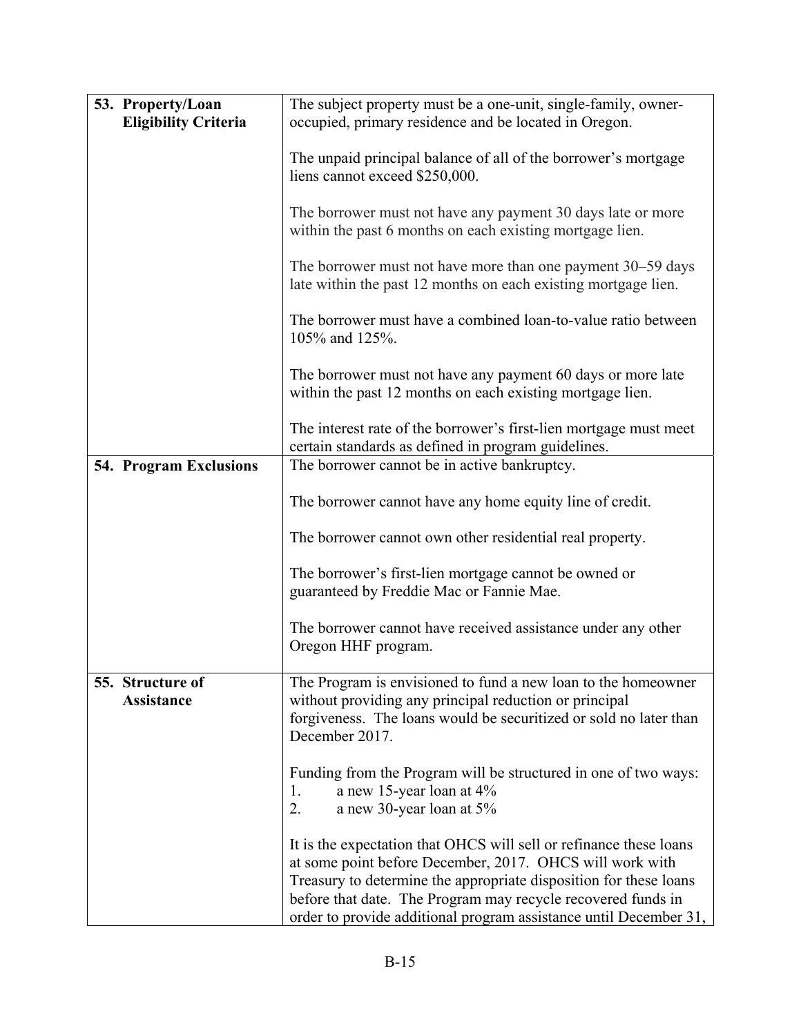| | |
|---|---|
| **53. Property/Loan Eligibility Criteria** | The subject property must be a one-unit, single-family, owner-occupied, primary residence and be located in Oregon.<br><br>The unpaid principal balance of all of the borrower's mortgage liens cannot exceed $250,000.<br><br>The borrower must not have any payment 30 days late or more within the past 6 months on each existing mortgage lien.<br><br>The borrower must not have more than one payment 30–59 days late within the past 12 months on each existing mortgage lien.<br><br>The borrower must have a combined loan-to-value ratio between 105% and 125%.<br><br>The borrower must not have any payment 60 days or more late within the past 12 months on each existing mortgage lien.<br><br>The interest rate of the borrower's first-lien mortgage must meet certain standards as defined in program guidelines. |
| **54. Program Exclusions** | The borrower cannot be in active bankruptcy.<br><br>The borrower cannot have any home equity line of credit.<br><br>The borrower cannot own other residential real property.<br><br>The borrower's first-lien mortgage cannot be owned or guaranteed by Freddie Mac or Fannie Mae.<br><br>The borrower cannot have received assistance under any other Oregon HHF program. |
| **55. Structure of Assistance** | The Program is envisioned to fund a new loan to the homeowner without providing any principal reduction or principal forgiveness. The loans would be securitized or sold no later than December 2017.<br><br>Funding from the Program will be structured in one of two ways:<br>1. a new 15-year loan at 4%<br>2. a new 30-year loan at 5%<br><br>It is the expectation that OHCS will sell or refinance these loans at some point before December, 2017. OHCS will work with Treasury to determine the appropriate disposition for these loans before that date. The Program may recycle recovered funds in order to provide additional program assistance until December 31, |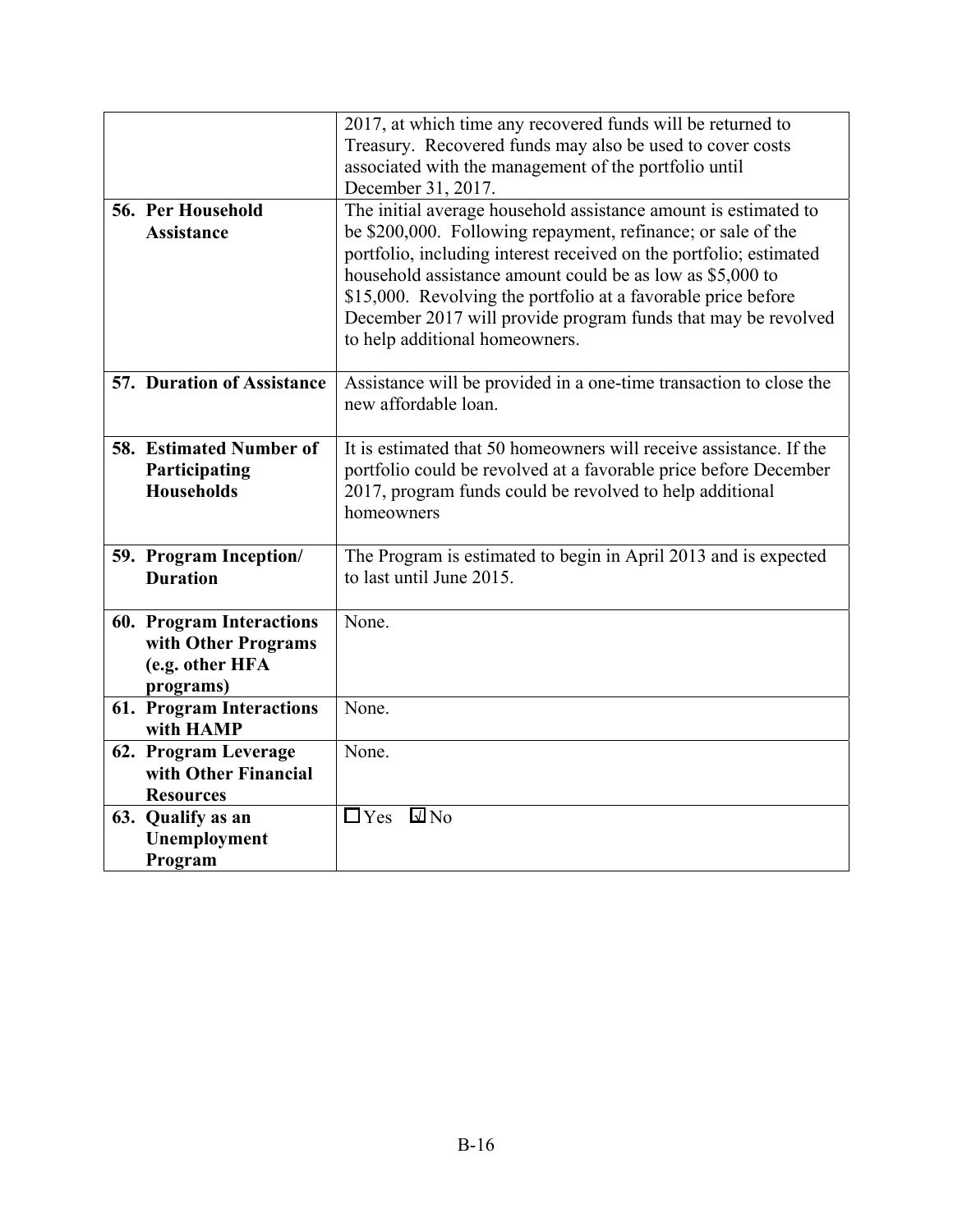| | |
|---|---|
| | 2017, at which time any recovered funds will be returned to Treasury. Recovered funds may also be used to cover costs associated with the management of the portfolio until December 31, 2017. |
| **56. Per Household Assistance** | The initial average household assistance amount is estimated to be $200,000. Following repayment, refinance; or sale of the portfolio, including interest received on the portfolio; estimated household assistance amount could be as low as $5,000 to $15,000. Revolving the portfolio at a favorable price before December 2017 will provide program funds that may be revolved to help additional homeowners. |
| **57. Duration of Assistance** | Assistance will be provided in a one-time transaction to close the new affordable loan. |
| **58. Estimated Number of Participating Households** | It is estimated that 50 homeowners will receive assistance. If the portfolio could be revolved at a favorable price before December 2017, program funds could be revolved to help additional homeowners |
| **59. Program Inception/ Duration** | The Program is estimated to begin in April 2013 and is expected to last until June 2015. |
| **60. Program Interactions with Other Programs (e.g. other HFA programs)** | None. |
| **61. Program Interactions with HAMP** | None. |
| **62. Program Leverage with Other Financial Resources** | None. |
| **63. Qualify as an Unemployment Program** | ☐ Yes ☑ No |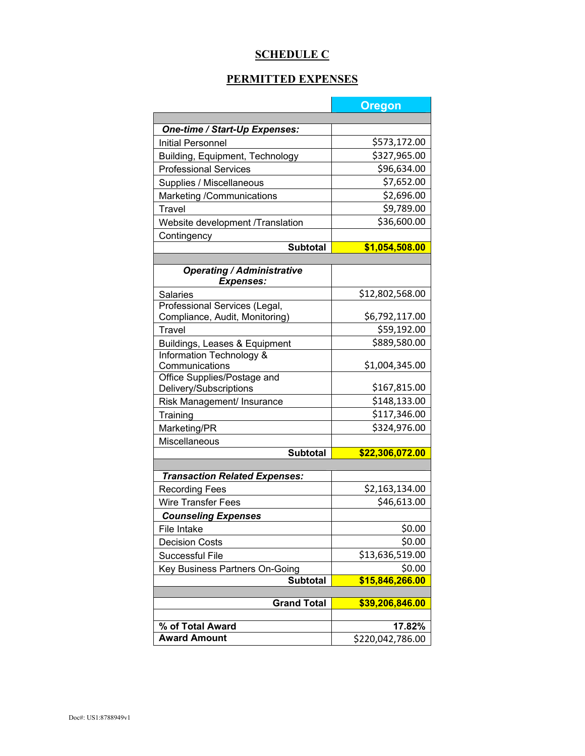# SCHEDULE C

## PERMITTED EXPENSES

| | Oregon |
|---|---|
| | |
| ***One-time / Start-Up Expenses:*** | |
| Initial Personnel | $573,172.00 |
| Building, Equipment, Technology | $327,965.00 |
| Professional Services | $96,634.00 |
| Supplies / Miscellaneous | $7,652.00 |
| Marketing /Communications | $2,696.00 |
| Travel | $9,789.00 |
| Website development /Translation | $36,600.00 |
| Contingency | |
| **Subtotal** | **$1,054,508.00** |
| | |
| ***Operating / Administrative Expenses:*** | |
| Salaries | $12,802,568.00 |
| Professional Services (Legal, Compliance, Audit, Monitoring) | $6,792,117.00 |
| Travel | $59,192.00 |
| Buildings, Leases & Equipment | $889,580.00 |
| Information Technology & Communications | $1,004,345.00 |
| Office Supplies/Postage and Delivery/Subscriptions | $167,815.00 |
| Risk Management/ Insurance | $148,133.00 |
| Training | $117,346.00 |
| Marketing/PR | $324,976.00 |
| Miscellaneous | |
| **Subtotal** | **$22,306,072.00** |
| | |
| ***Transaction Related Expenses:*** | |
| Recording Fees | $2,163,134.00 |
| Wire Transfer Fees | $46,613.00 |
| ***Counseling Expenses*** | |
| File Intake | $0.00 |
| Decision Costs | $0.00 |
| Successful File | $13,636,519.00 |
| Key Business Partners On-Going | $0.00 |
| **Subtotal** | **$15,846,266.00** |
| | |
| **Grand Total** | **$39,206,846.00** |
| | |
| **% of Total Award** | **17.82%** |
| **Award Amount** | $220,042,786.00 |

Doc#: US1:8788949v1